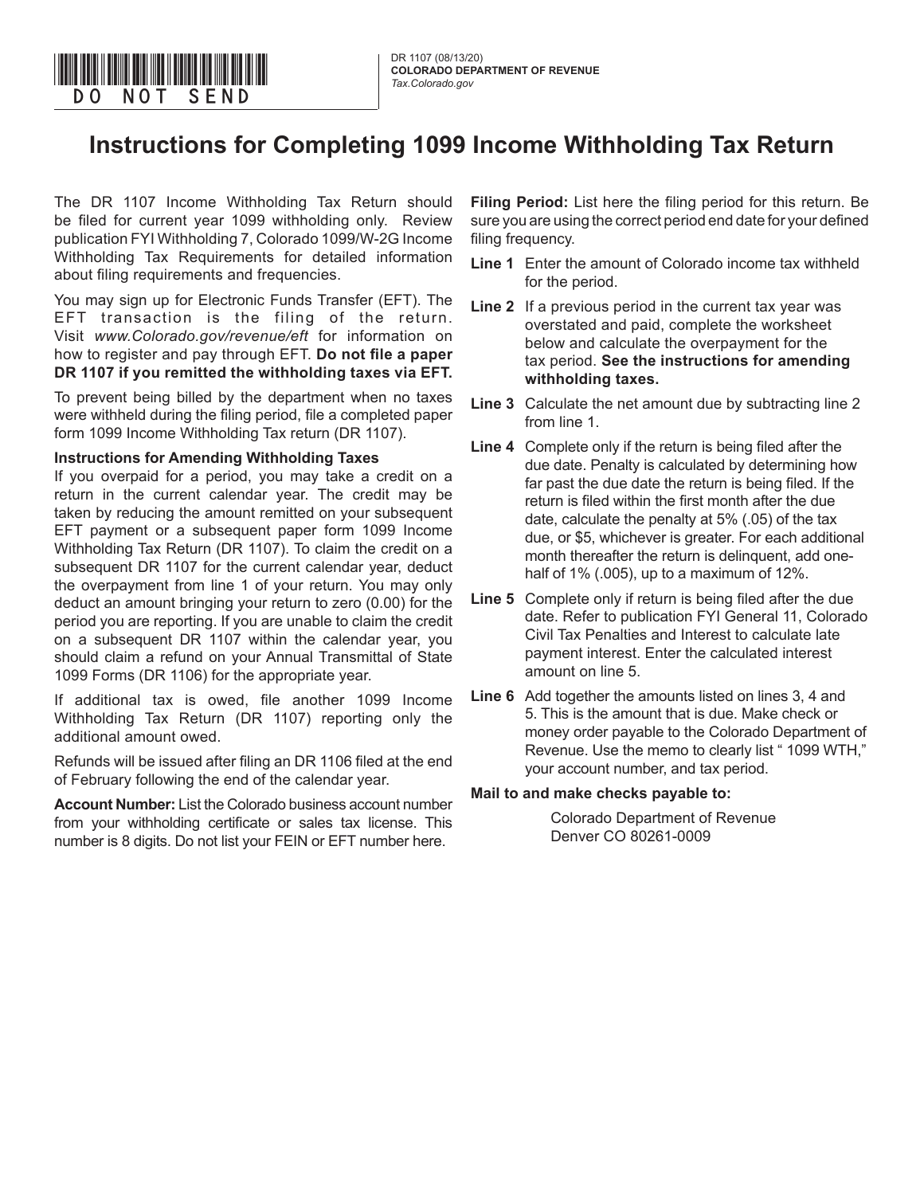DO NOT SEND

DR 1107 (08/13/20)
**COLORADO DEPARTMENT OF REVENUE**
*Tax.Colorado.gov*

# Instructions for Completing 1099 Income Withholding Tax Return

The DR 1107 Income Withholding Tax Return should be filed for current year 1099 withholding only. Review publication FYI Withholding 7, Colorado 1099/W-2G Income Withholding Tax Requirements for detailed information about filing requirements and frequencies.

You may sign up for Electronic Funds Transfer (EFT). The EFT transaction is the filing of the return. Visit *www.Colorado.gov/revenue/eft* for information on how to register and pay through EFT. **Do not file a paper DR 1107 if you remitted the withholding taxes via EFT.**

To prevent being billed by the department when no taxes were withheld during the filing period, file a completed paper form 1099 Income Withholding Tax return (DR 1107).

**Instructions for Amending Withholding Taxes**

If you overpaid for a period, you may take a credit on a return in the current calendar year. The credit may be taken by reducing the amount remitted on your subsequent EFT payment or a subsequent paper form 1099 Income Withholding Tax Return (DR 1107). To claim the credit on a subsequent DR 1107 for the current calendar year, deduct the overpayment from line 1 of your return. You may only deduct an amount bringing your return to zero (0.00) for the period you are reporting. If you are unable to claim the credit on a subsequent DR 1107 within the calendar year, you should claim a refund on your Annual Transmittal of State 1099 Forms (DR 1106) for the appropriate year.

If additional tax is owed, file another 1099 Income Withholding Tax Return (DR 1107) reporting only the additional amount owed.

Refunds will be issued after filing an DR 1106 filed at the end of February following the end of the calendar year.

**Account Number:** List the Colorado business account number from your withholding certificate or sales tax license. This number is 8 digits. Do not list your FEIN or EFT number here.

**Filing Period:** List here the filing period for this return. Be sure you are using the correct period end date for your defined filing frequency.

**Line 1** Enter the amount of Colorado income tax withheld for the period.

**Line 2** If a previous period in the current tax year was overstated and paid, complete the worksheet below and calculate the overpayment for the tax period. **See the instructions for amending withholding taxes.**

**Line 3** Calculate the net amount due by subtracting line 2 from line 1.

**Line 4** Complete only if the return is being filed after the due date. Penalty is calculated by determining how far past the due date the return is being filed. If the return is filed within the first month after the due date, calculate the penalty at 5% (.05) of the tax due, or $5, whichever is greater. For each additional month thereafter the return is delinquent, add one-half of 1% (.005), up to a maximum of 12%.

**Line 5** Complete only if return is being filed after the due date. Refer to publication FYI General 11, Colorado Civil Tax Penalties and Interest to calculate late payment interest. Enter the calculated interest amount on line 5.

**Line 6** Add together the amounts listed on lines 3, 4 and 5. This is the amount that is due. Make check or money order payable to the Colorado Department of Revenue. Use the memo to clearly list " 1099 WTH," your account number, and tax period.

**Mail to and make checks payable to:**

Colorado Department of Revenue
Denver CO 80261-0009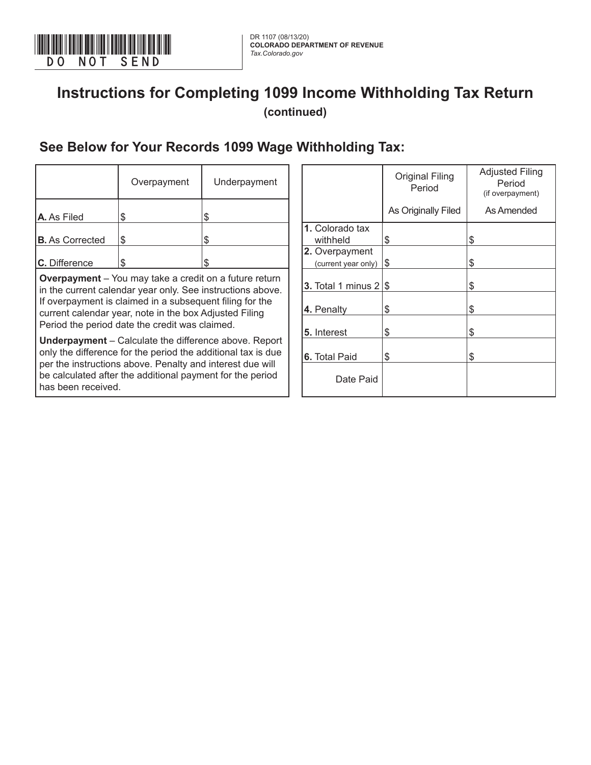DO NOT SEND

DR 1107 (08/13/20)
**COLORADO DEPARTMENT OF REVENUE**
*Tax.Colorado.gov*

# Instructions for Completing 1099 Income Withholding Tax Return

**(continued)**

## See Below for Your Records 1099 Wage Withholding Tax:

| | Overpayment | Underpayment |
|---|---|---|
| **A.** As Filed | $ | $ |
| **B.** As Corrected | $ | $ |
| **C.** Difference | $ | $ |

**Overpayment** – You may take a credit on a future return in the current calendar year only. See instructions above. If overpayment is claimed in a subsequent filing for the current calendar year, note in the box Adjusted Filing Period the period date the credit was claimed.

**Underpayment** – Calculate the difference above. Report only the difference for the period the additional tax is due per the instructions above. Penalty and interest due will be calculated after the additional payment for the period has been received.

| | Original Filing Period | Adjusted Filing Period (if overpayment) |
|---|---|---|
| | As Originally Filed | As Amended |
| **1.** Colorado tax withheld | $ | $ |
| **2.** Overpayment (current year only) | $ | $ |
| **3.** Total 1 minus 2 | $ | $ |
| **4.** Penalty | $ | $ |
| **5.** Interest | $ | $ |
| **6.** Total Paid | $ | $ |
| Date Paid | | |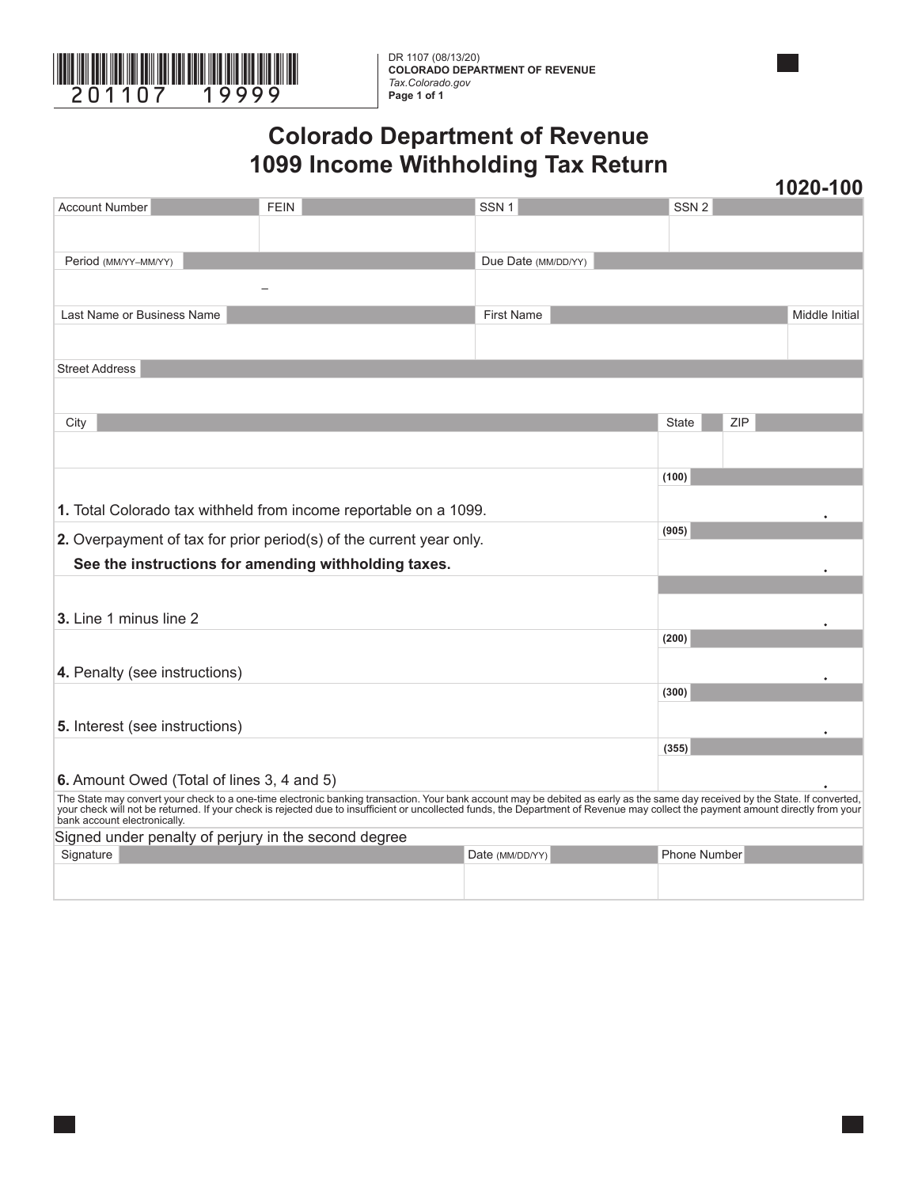201107 19999

DR 1107 (08/13/20)
**COLORADO DEPARTMENT OF REVENUE**
*Tax.Colorado.gov*

# Colorado Department of Revenue
# 1099 Income Withholding Tax Return

**1020-100**

| Account Number | FEIN | SSN 1 | SSN 2 |
|---|---|---|---|
| | | | |

| Period (MM/YY–MM/YY) | Due Date (MM/DD/YY) |
|---|---|
| – | |

| Last Name or Business Name | First Name | Middle Initial |
|---|---|---|
| | | |

| Street Address |
|---|
| |

| City | State | ZIP |
|---|---|---|
| | | |

| | |
|---|---|
| **1.** Total Colorado tax withheld from income reportable on a 1099. | (100) . |
| **2.** Overpayment of tax for prior period(s) of the current year only. **See the instructions for amending withholding taxes.** | (905) . |
| **3.** Line 1 minus line 2 | . |
| **4.** Penalty (see instructions) | (200) . |
| **5.** Interest (see instructions) | (300) . |
| **6.** Amount Owed (Total of lines 3, 4 and 5) | (355) . |

The State may convert your check to a one-time electronic banking transaction. Your bank account may be debited as early as the same day received by the State. If converted, your check will not be returned. If your check is rejected due to insufficient or uncollected funds, the Department of Revenue may collect the payment amount directly from your bank account electronically.

Signed under penalty of perjury in the second degree

| Signature | Date (MM/DD/YY) | Phone Number |
|---|---|---|
| | | |